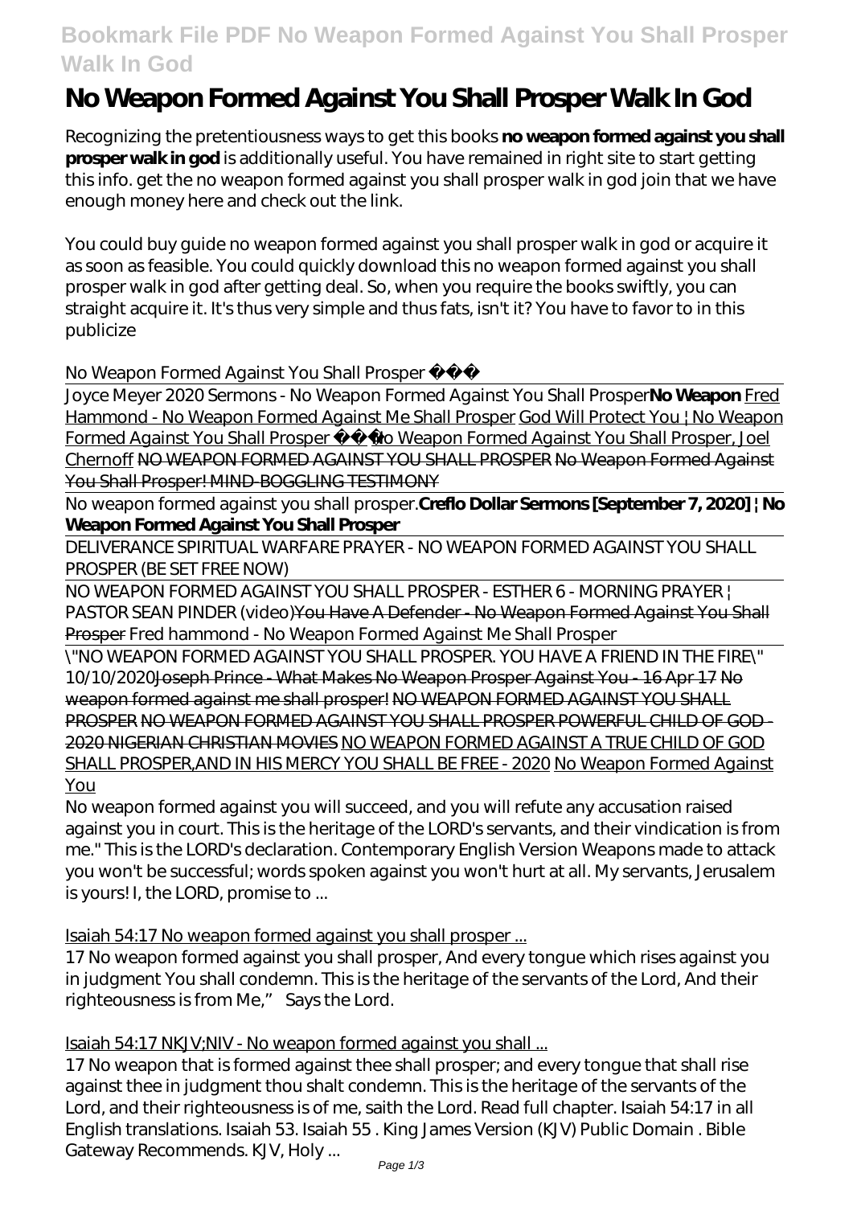# No Weapon Formed Against You Shall Prosper Walk In God

Recognizing the pretentiousness ways to get this books **no weapon formed against you shall prosper walk in god** is additionally useful. You have remained in right site to start getting this info. get the no weapon formed against you shall prosper walk in god join that we have enough money here and check out the link.

You could buy guide no weapon formed against you shall prosper walk in god or acquire it as soon as feasible. You could quickly download this no weapon formed against you shall prosper walk in god after getting deal. So, when you require the books swiftly, you can straight acquire it. It's thus very simple and thus fats, isn't it? You have to favor to in this publicize

*No Weapon Formed Against You Shall Prosper*

Joyce Meyer 2020 Sermons - No Weapon Formed Against You Shall Prosper **No Weapon** Fred Hammond - No Weapon Formed Against Me Shall Prosper God Will Protect You | No Weapon Formed Against You Shall Prosper No Weapon Formed Against You Shall Prosper, Joel Chernoff ~~NO WEAPON FORMED AGAINST YOU SHALL PROSPER~~ ~~No Weapon Formed Against You Shall Prosper! MIND-BOGGLING TESTIMONY~~

No weapon formed against you shall prosper. **Creflo Dollar Sermons [September 7, 2020] | No Weapon Formed Against You Shall Prosper**

DELIVERANCE SPIRITUAL WARFARE PRAYER - NO WEAPON FORMED AGAINST YOU SHALL PROSPER (BE SET FREE NOW)

NO WEAPON FORMED AGAINST YOU SHALL PROSPER - ESTHER 6 - MORNING PRAYER | PASTOR SEAN PINDER (video) ~~You Have A Defender - No Weapon Formed Against You Shall Prosper~~ *Fred hammond - No Weapon Formed Against Me Shall Prosper*

\"NO WEAPON FORMED AGAINST YOU SHALL PROSPER. YOU HAVE A FRIEND IN THE FIRE\" 10/10/2020 ~~Joseph Prince - What Makes No Weapon Prosper Against You - 16 Apr 17~~ ~~No weapon formed against me shall prosper!~~ ~~NO WEAPON FORMED AGAINST YOU SHALL PROSPER~~ ~~NO WEAPON FORMED AGAINST YOU SHALL PROSPER POWERFUL CHILD OF GOD - 2020 NIGERIAN CHRISTIAN MOVIES~~ NO WEAPON FORMED AGAINST A TRUE CHILD OF GOD SHALL PROSPER,AND IN HIS MERCY YOU SHALL BE FREE - 2020 No Weapon Formed Against You

No weapon formed against you will succeed, and you will refute any accusation raised against you in court. This is the heritage of the LORD's servants, and their vindication is from me." This is the LORD's declaration. Contemporary English Version Weapons made to attack you won't be successful; words spoken against you won't hurt at all. My servants, Jerusalem is yours! I, the LORD, promise to ...

Isaiah 54:17 No weapon formed against you shall prosper ...

17 No weapon formed against you shall prosper, And every tongue which rises against you in judgment You shall condemn. This is the heritage of the servants of the Lord, And their righteousness is from Me," Says the Lord.

Isaiah 54:17 NKJV;NIV - No weapon formed against you shall ...

17 No weapon that is formed against thee shall prosper; and every tongue that shall rise against thee in judgment thou shalt condemn. This is the heritage of the servants of the Lord, and their righteousness is of me, saith the Lord. Read full chapter. Isaiah 54:17 in all English translations. Isaiah 53. Isaiah 55 . King James Version (KJV) Public Domain . Bible Gateway Recommends. KJV, Holy ...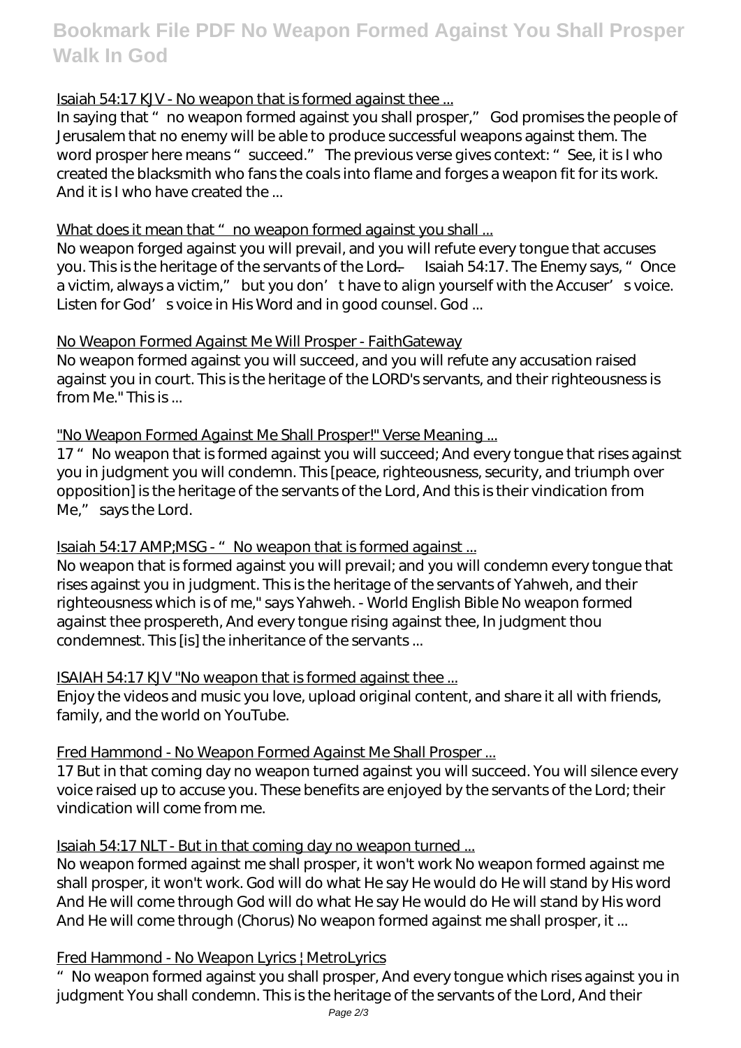Isaiah 54:17 KJV - No weapon that is formed against thee ...

In saying that "no weapon formed against you shall prosper," God promises the people of Jerusalem that no enemy will be able to produce successful weapons against them. The word prosper here means "succeed." The previous verse gives context: "See, it is I who created the blacksmith who fans the coals into flame and forges a weapon fit for its work. And it is I who have created the ...

What does it mean that "no weapon formed against you shall ...

No weapon forged against you will prevail, and you will refute every tongue that accuses you. This is the heritage of the servants of the Lord. — Isaiah 54:17. The Enemy says, "Once a victim, always a victim," but you don't have to align yourself with the Accuser's voice. Listen for God's voice in His Word and in good counsel. God ...

No Weapon Formed Against Me Will Prosper - FaithGateway

No weapon formed against you will succeed, and you will refute any accusation raised against you in court. This is the heritage of the LORD's servants, and their righteousness is from Me." This is ...

"No Weapon Formed Against Me Shall Prosper!" Verse Meaning ...

17 "No weapon that is formed against you will succeed; And every tongue that rises against you in judgment you will condemn. This [peace, righteousness, security, and triumph over opposition] is the heritage of the servants of the Lord, And this is their vindication from Me," says the Lord.

Isaiah 54:17 AMP;MSG - "No weapon that is formed against ...

No weapon that is formed against you will prevail; and you will condemn every tongue that rises against you in judgment. This is the heritage of the servants of Yahweh, and their righteousness which is of me," says Yahweh. - World English Bible No weapon formed against thee prospereth, And every tongue rising against thee, In judgment thou condemnest. This [is] the inheritance of the servants ...

ISAIAH 54:17 KJV "No weapon that is formed against thee ...

Enjoy the videos and music you love, upload original content, and share it all with friends, family, and the world on YouTube.

Fred Hammond - No Weapon Formed Against Me Shall Prosper ...

17 But in that coming day no weapon turned against you will succeed. You will silence every voice raised up to accuse you. These benefits are enjoyed by the servants of the Lord; their vindication will come from me.

Isaiah 54:17 NLT - But in that coming day no weapon turned ...

No weapon formed against me shall prosper, it won't work No weapon formed against me shall prosper, it won't work. God will do what He say He would do He will stand by His word And He will come through God will do what He say He would do He will stand by His word And He will come through (Chorus) No weapon formed against me shall prosper, it ...

Fred Hammond - No Weapon Lyrics | MetroLyrics

"No weapon formed against you shall prosper, And every tongue which rises against you in judgment You shall condemn. This is the heritage of the servants of the Lord, And their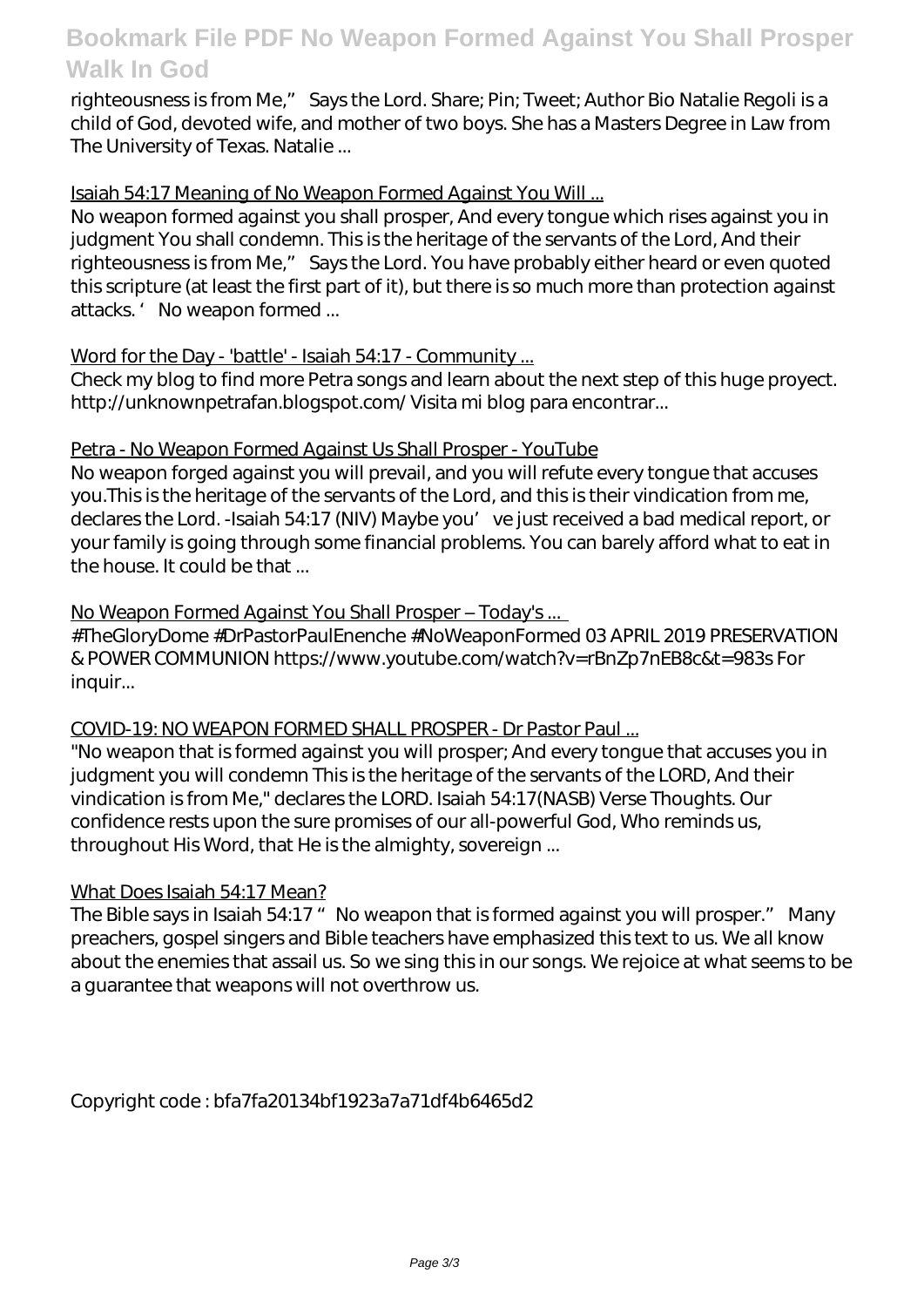righteousness is from Me," Says the Lord. Share; Pin; Tweet; Author Bio Natalie Regoli is a child of God, devoted wife, and mother of two boys. She has a Masters Degree in Law from The University of Texas. Natalie ...

Isaiah 54:17 Meaning of No Weapon Formed Against You Will ...

No weapon formed against you shall prosper, And every tongue which rises against you in judgment You shall condemn. This is the heritage of the servants of the Lord, And their righteousness is from Me," Says the Lord. You have probably either heard or even quoted this scripture (at least the first part of it), but there is so much more than protection against attacks. ' No weapon formed ...

Word for the Day - 'battle' - Isaiah 54:17 - Community ...

Check my blog to find more Petra songs and learn about the next step of this huge proyect. http://unknownpetrafan.blogspot.com/ Visita mi blog para encontrar...

Petra - No Weapon Formed Against Us Shall Prosper - YouTube

No weapon forged against you will prevail, and you will refute every tongue that accuses you.This is the heritage of the servants of the Lord, and this is their vindication from me, declares the Lord. -Isaiah 54:17 (NIV) Maybe you've just received a bad medical report, or your family is going through some financial problems. You can barely afford what to eat in the house. It could be that ...

No Weapon Formed Against You Shall Prosper – Today's ...

#TheGloryDome #DrPastorPaulEnenche #NoWeaponFormed 03 APRIL 2019 PRESERVATION & POWER COMMUNION https://www.youtube.com/watch?v=rBnZp7nEB8c&t=983s For inquir...

COVID-19: NO WEAPON FORMED SHALL PROSPER - Dr Pastor Paul ...

"No weapon that is formed against you will prosper; And every tongue that accuses you in judgment you will condemn This is the heritage of the servants of the LORD, And their vindication is from Me," declares the LORD. Isaiah 54:17(NASB) Verse Thoughts. Our confidence rests upon the sure promises of our all-powerful God, Who reminds us, throughout His Word, that He is the almighty, sovereign ...

What Does Isaiah 54:17 Mean?

The Bible says in Isaiah 54:17 " No weapon that is formed against you will prosper." Many preachers, gospel singers and Bible teachers have emphasized this text to us. We all know about the enemies that assail us. So we sing this in our songs. We rejoice at what seems to be a guarantee that weapons will not overthrow us.

Copyright code : bfa7fa20134bf1923a7a71df4b6465d2